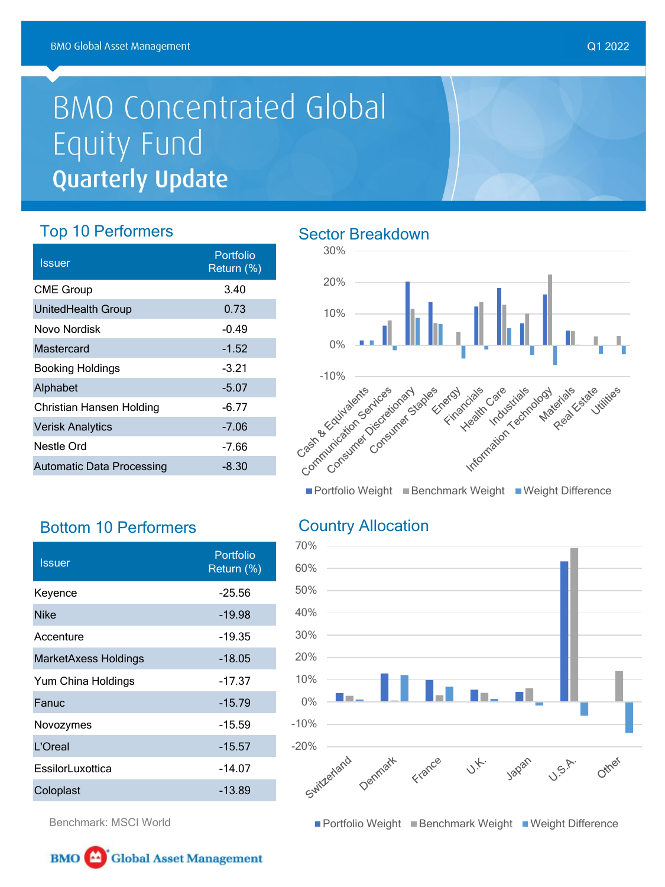BMO Global Asset Management

Q1 2022

# BMO Concentrated Global Equity Fund

## Quarterly Update

### Top 10 Performers

| Issuer | Portfolio Return (%) |
|---|---|
| CME Group | 3.40 |
| UnitedHealth Group | 0.73 |
| Novo Nordisk | -0.49 |
| Mastercard | -1.52 |
| Booking Holdings | -3.21 |
| Alphabet | -5.07 |
| Christian Hansen Holding | -6.77 |
| Verisk Analytics | -7.06 |
| Nestle Ord | -7.66 |
| Automatic Data Processing | -8.30 |

### Bottom 10 Performers

| Issuer | Portfolio Return (%) |
|---|---|
| Keyence | -25.56 |
| Nike | -19.98 |
| Accenture | -19.35 |
| MarketAxess Holdings | -18.05 |
| Yum China Holdings | -17.37 |
| Fanuc | -15.79 |
| Novozymes | -15.59 |
| L'Oreal | -15.57 |
| EssilorLuxottica | -14.07 |
| Coloplast | -13.89 |

Benchmark: MSCI World

### Sector Breakdown

30%, 20%, 10%, 0%, -10%

Cash & Equivalents, Communication Services, Consumer Discretionary, Consumer Staples, Energy, Financials, Health Care, Industrials, Information Technology, Materials, Real Estate, Utilities

Portfolio Weight, Benchmark Weight, Weight Difference

### Country Allocation

70%, 60%, 50%, 40%, 30%, 20%, 10%, 0%, -10%, -20%

Switzerland, Denmark, France, U.K., Japan, U.S.A., Other

Portfolio Weight, Benchmark Weight, Weight Difference

BMO Global Asset Management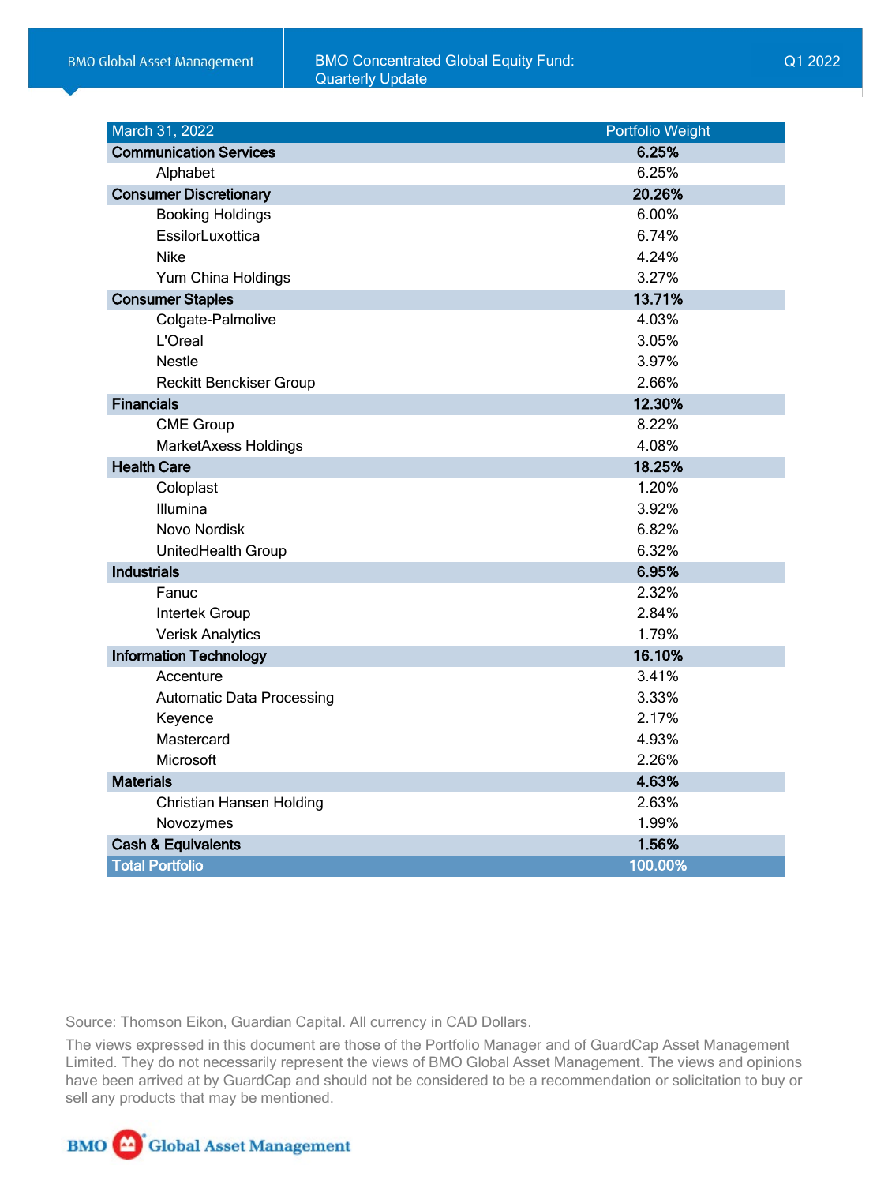| March 31, 2022 | Portfolio Weight |
|---|---|
| **Communication Services** | **6.25%** |
| Alphabet | 6.25% |
| **Consumer Discretionary** | **20.26%** |
| Booking Holdings | 6.00% |
| EssilorLuxottica | 6.74% |
| Nike | 4.24% |
| Yum China Holdings | 3.27% |
| **Consumer Staples** | **13.71%** |
| Colgate-Palmolive | 4.03% |
| L'Oreal | 3.05% |
| Nestle | 3.97% |
| Reckitt Benckiser Group | 2.66% |
| **Financials** | **12.30%** |
| CME Group | 8.22% |
| MarketAxess Holdings | 4.08% |
| **Health Care** | **18.25%** |
| Coloplast | 1.20% |
| Illumina | 3.92% |
| Novo Nordisk | 6.82% |
| UnitedHealth Group | 6.32% |
| **Industrials** | **6.95%** |
| Fanuc | 2.32% |
| Intertek Group | 2.84% |
| Verisk Analytics | 1.79% |
| **Information Technology** | **16.10%** |
| Accenture | 3.41% |
| Automatic Data Processing | 3.33% |
| Keyence | 2.17% |
| Mastercard | 4.93% |
| Microsoft | 2.26% |
| **Materials** | **4.63%** |
| Christian Hansen Holding | 2.63% |
| Novozymes | 1.99% |
| **Cash & Equivalents** | **1.56%** |
| **Total Portfolio** | **100.00%** |

Source: Thomson Eikon, Guardian Capital. All currency in CAD Dollars.

The views expressed in this document are those of the Portfolio Manager and of GuardCap Asset Management Limited. They do not necessarily represent the views of BMO Global Asset Management. The views and opinions have been arrived at by GuardCap and should not be considered to be a recommendation or solicitation to buy or sell any products that may be mentioned.

BMO Global Asset Management